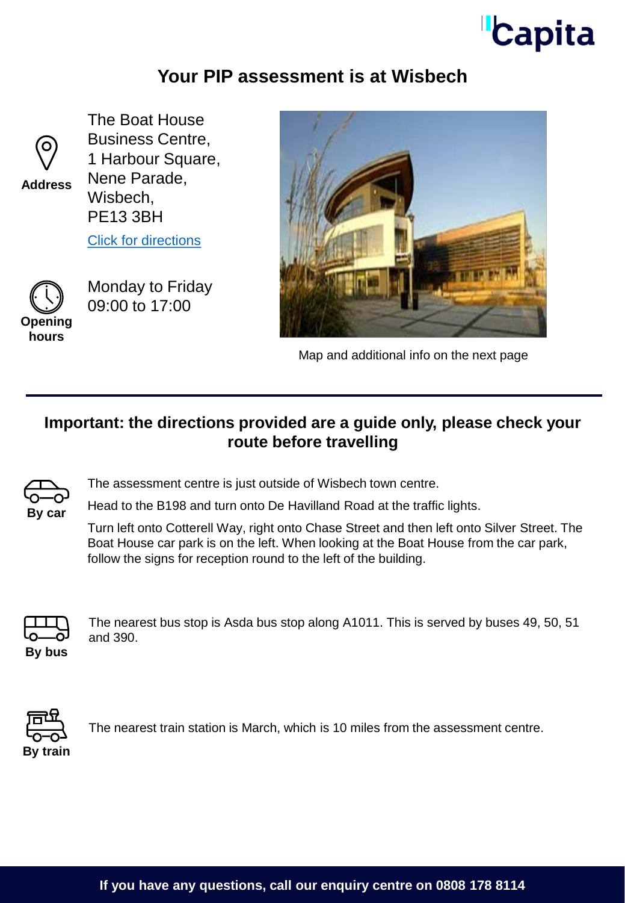# Your PIP assessment is at Wisbech

**Address**

The Boat House
Business Centre,
1 Harbour Square,
Nene Parade,
Wisbech,
PE13 3BH

[Click for directions]

**Opening hours**

Monday to Friday
09:00 to 17:00

Map and additional info on the next page

---

## Important: the directions provided are a guide only, please check your route before travelling

**By car**

The assessment centre is just outside of Wisbech town centre.

Head to the B198 and turn onto De Havilland Road at the traffic lights.

Turn left onto Cotterell Way, right onto Chase Street and then left onto Silver Street. The Boat House car park is on the left. When looking at the Boat House from the car park, follow the signs for reception round to the left of the building.

**By bus**

The nearest bus stop is Asda bus stop along A1011. This is served by buses 49, 50, 51 and 390.

**By train**

The nearest train station is March, which is 10 miles from the assessment centre.

**If you have any questions, call our enquiry centre on 0808 178 8114**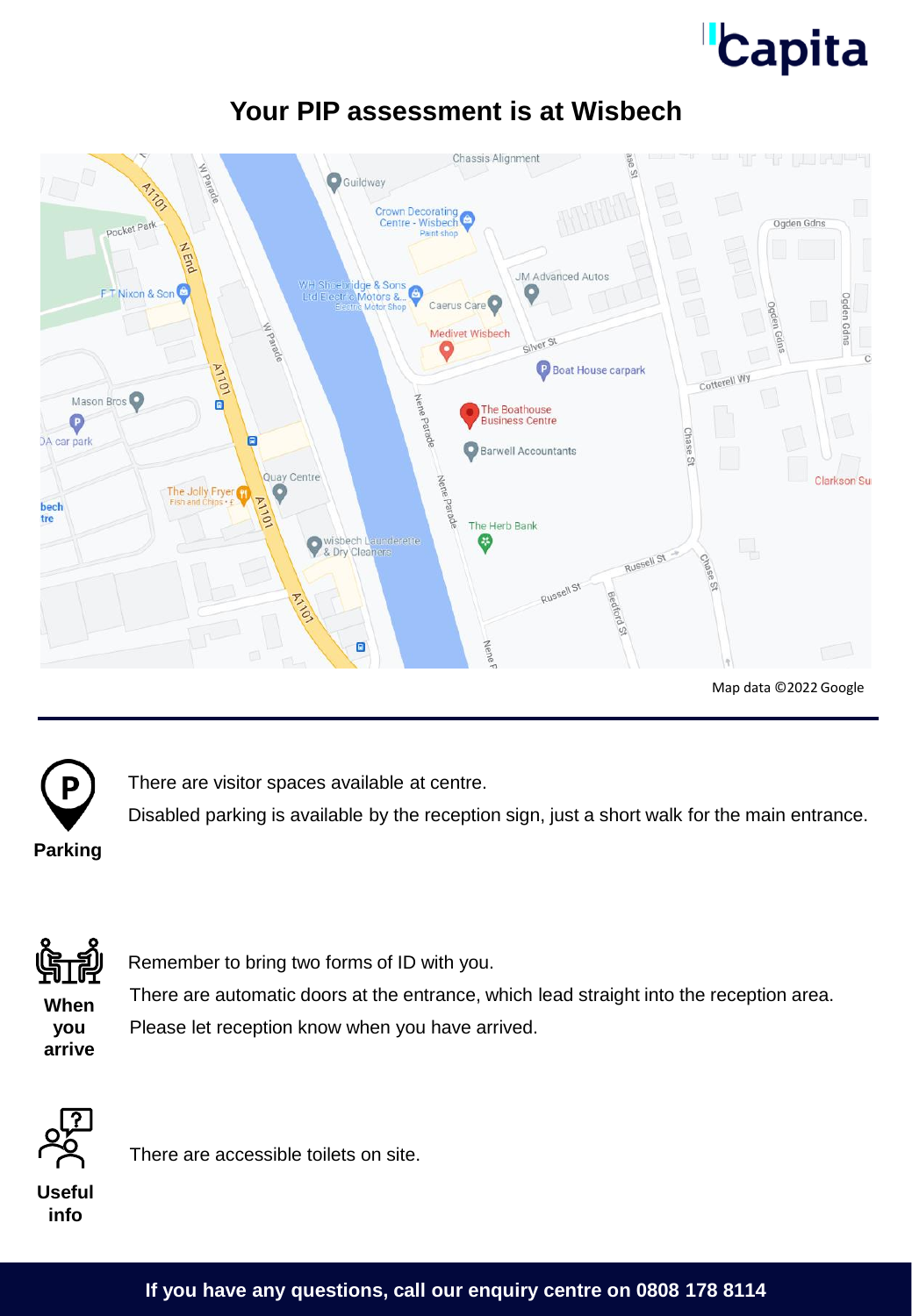Capita

# Your PIP assessment is at Wisbech

Map data ©2022 Google

**Parking**

There are visitor spaces available at centre.

Disabled parking is available by the reception sign, just a short walk for the main entrance.

**When you arrive**

Remember to bring two forms of ID with you.

There are automatic doors at the entrance, which lead straight into the reception area.

Please let reception know when you have arrived.

**Useful info**

There are accessible toilets on site.

**If you have any questions, call our enquiry centre on 0808 178 8114**